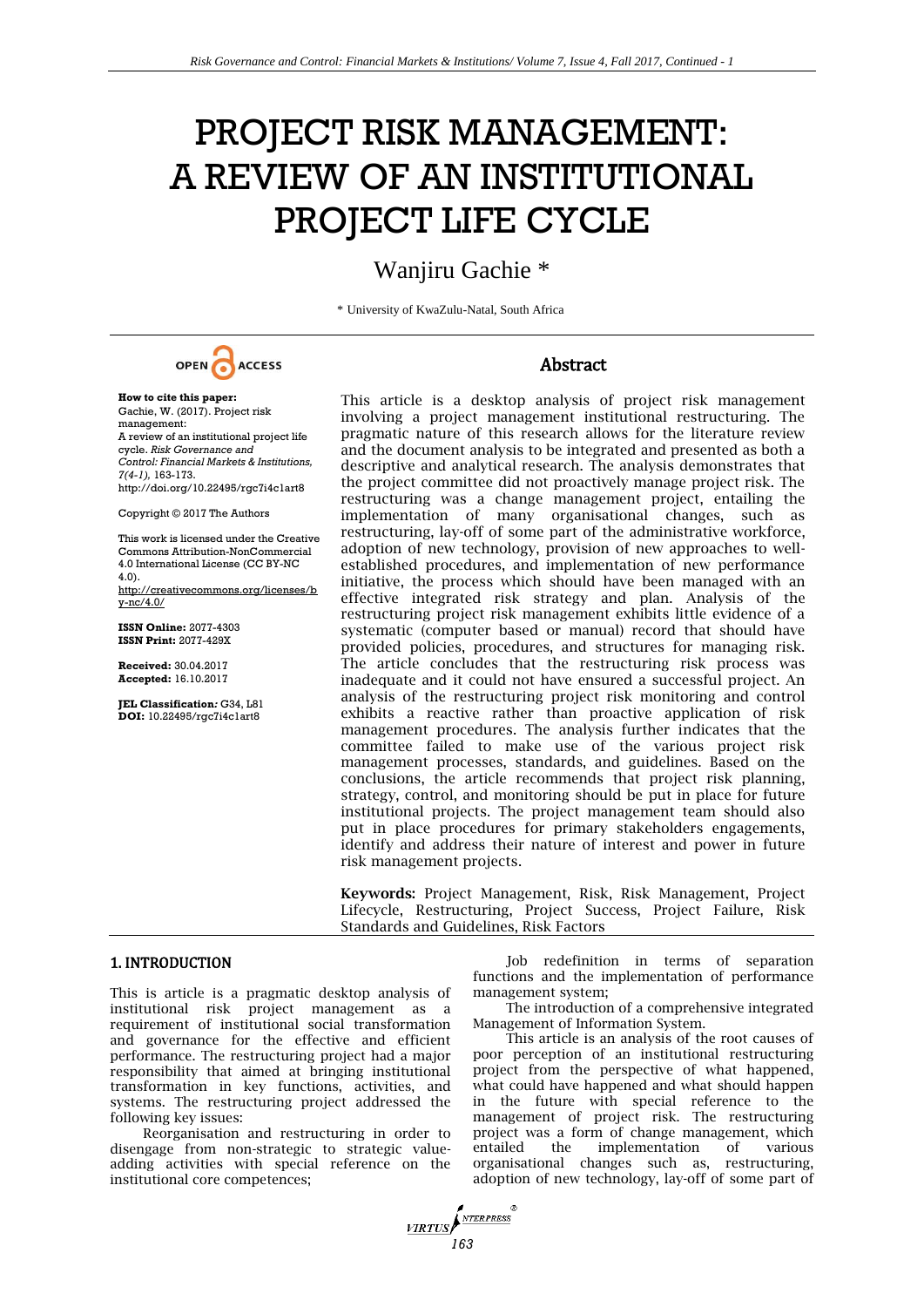# PROJECT RISK MANAGEMENT: A REVIEW OF AN INSTITUTIONAL PROJECT LIFE CYCLE

Wanjiru Gachie *

\* University of KwaZulu-Natal, South Africa

OPEN ACCESS

**How to cite this paper:** Gachie, W. (2017). Project risk management: A review of an institutional project life cycle. *Risk Governance and Control: Financial Markets & Institutions, 7(4-1),* 163-173. http://doi.org/10.22495/rgc7i4c1art8

Copyright © 2017 The Authors

This work is licensed under the Creative Commons Attribution-NonCommercial 4.0 International License (CC BY-NC 4.0). http://creativecommons.org/licenses/by-nc/4.0/

**ISSN Online:** 2077-4303
**ISSN Print:** 2077-429X

**Received:** 30.04.2017
**Accepted:** 16.10.2017

**JEL Classification:** G34, L81
**DOI:** 10.22495/rgc7i4c1art8

## Abstract

This article is a desktop analysis of project risk management involving a project management institutional restructuring. The pragmatic nature of this research allows for the literature review and the document analysis to be integrated and presented as both a descriptive and analytical research. The analysis demonstrates that the project committee did not proactively manage project risk. The restructuring was a change management project, entailing the implementation of many organisational changes, such as restructuring, lay-off of some part of the administrative workforce, adoption of new technology, provision of new approaches to well-established procedures, and implementation of new performance initiative, the process which should have been managed with an effective integrated risk strategy and plan. Analysis of the restructuring project risk management exhibits little evidence of a systematic (computer based or manual) record that should have provided policies, procedures, and structures for managing risk. The article concludes that the restructuring risk process was inadequate and it could not have ensured a successful project. An analysis of the restructuring project risk monitoring and control exhibits a reactive rather than proactive application of risk management procedures. The analysis further indicates that the committee failed to make use of the various project risk management processes, standards, and guidelines. Based on the conclusions, the article recommends that project risk planning, strategy, control, and monitoring should be put in place for future institutional projects. The project management team should also put in place procedures for primary stakeholders engagements, identify and address their nature of interest and power in future risk management projects.

**Keywords:** Project Management, Risk, Risk Management, Project Lifecycle, Restructuring, Project Success, Project Failure, Risk Standards and Guidelines, Risk Factors

## 1. INTRODUCTION

This is article is a pragmatic desktop analysis of institutional risk project management as a requirement of institutional social transformation and governance for the effective and efficient performance. The restructuring project had a major responsibility that aimed at bringing institutional transformation in key functions, activities, and systems. The restructuring project addressed the following key issues:

Reorganisation and restructuring in order to disengage from non-strategic to strategic value-adding activities with special reference on the institutional core competences;

Job redefinition in terms of separation functions and the implementation of performance management system;

The introduction of a comprehensive integrated Management of Information System.

This article is an analysis of the root causes of poor perception of an institutional restructuring project from the perspective of what happened, what could have happened and what should happen in the future with special reference to the management of project risk. The restructuring project was a form of change management, which entailed the implementation of various organisational changes such as, restructuring, adoption of new technology, lay-off of some part of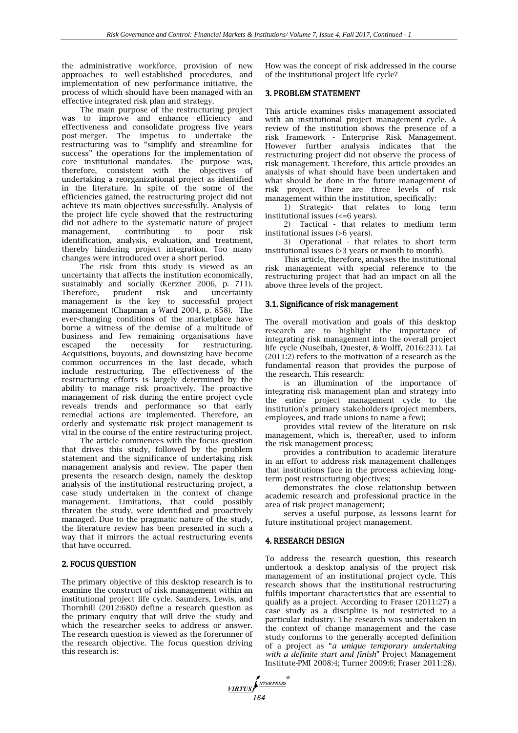the administrative workforce, provision of new approaches to well-established procedures, and implementation of new performance initiative, the process of which should have been managed with an effective integrated risk plan and strategy.

The main purpose of the restructuring project was to improve and enhance efficiency and effectiveness and consolidate progress five years post-merger. The impetus to undertake the restructuring was to "simplify and streamline for success" the operations for the implementation of core institutional mandates. The purpose was, therefore, consistent with the objectives of undertaking a reorganizational project as identified in the literature. In spite of the some of the efficiencies gained, the restructuring project did not achieve its main objectives successfully. Analysis of the project life cycle showed that the restructuring did not adhere to the systematic nature of project management, contributing to poor risk identification, analysis, evaluation, and treatment, thereby hindering project integration. Too many changes were introduced over a short period.

The risk from this study is viewed as an uncertainty that affects the institution economically, sustainably and socially (Kerzner 2006, p. 711). Therefore, prudent risk and uncertainty management is the key to successful project management (Chapman a Ward 2004, p. 858). The ever-changing conditions of the marketplace have borne a witness of the demise of a multitude of business and few remaining organisations have escaped the necessity for restructuring. Acquisitions, buyouts, and downsizing have become common occurrences in the last decade, which include restructuring. The effectiveness of the restructuring efforts is largely determined by the ability to manage risk proactively. The proactive management of risk during the entire project cycle reveals trends and performance so that early remedial actions are implemented. Therefore, an orderly and systematic risk project management is vital in the course of the entire restructuring project.

The article commences with the focus question that drives this study, followed by the problem statement and the significance of undertaking risk management analysis and review. The paper then presents the research design, namely the desktop analysis of the institutional restructuring project, a case study undertaken in the context of change management. Limitations, that could possibly threaten the study, were identified and proactively managed. Due to the pragmatic nature of the study, the literature review has been presented in such a way that it mirrors the actual restructuring events that have occurred.

## 2. FOCUS QUESTION

The primary objective of this desktop research is to examine the construct of risk management within an institutional project life cycle. Saunders, Lewis, and Thornhill (2012:680) define a research question as the primary enquiry that will drive the study and which the researcher seeks to address or answer. The research question is viewed as the forerunner of the research objective. The focus question driving this research is:

How was the concept of risk addressed in the course of the institutional project life cycle?

## 3. PROBLEM STATEMENT

This article examines risks management associated with an institutional project management cycle. A review of the institution shows the presence of a risk framework - Enterprise Risk Management. However further analysis indicates that the restructuring project did not observe the process of risk management. Therefore, this article provides an analysis of what should have been undertaken and what should be done in the future management of risk project. There are three levels of risk management within the institution, specifically:

1) Strategic- that relates to long term institutional issues (<=6 years).

2) Tactical - that relates to medium term institutional issues (>6 years).

3) Operational - that relates to short term institutional issues (>3 years or month to month).

This article, therefore, analyses the institutional risk management with special reference to the restructuring project that had an impact on all the above three levels of the project.

### 3.1. Significance of risk management

The overall motivation and goals of this desktop research are to highlight the importance of integrating risk management into the overall project life cycle (Nuseibah, Quester, & Wolff, 2016:231). Lai (2011:2) refers to the motivation of a research as the fundamental reason that provides the purpose of the research. This research:

is an illumination of the importance of integrating risk management plan and strategy into the entire project management cycle to the institution's primary stakeholders (project members, employees, and trade unions to name a few);

provides vital review of the literature on risk management, which is, thereafter, used to inform the risk management process;

provides a contribution to academic literature in an effort to address risk management challenges that institutions face in the process achieving long-term post restructuring objectives;

demonstrates the close relationship between academic research and professional practice in the area of risk project management;

serves a useful purpose, as lessons learnt for future institutional project management.

## 4. RESEARCH DESIGN

To address the research question, this research undertook a desktop analysis of the project risk management of an institutional project cycle. This research shows that the institutional restructuring fulfils important characteristics that are essential to qualify as a project. According to Fraser (2011:27) a case study as a discipline is not restricted to a particular industry. The research was undertaken in the context of change management and the case study conforms to the generally accepted definition of a project as "*a unique temporary undertaking with a definite start and finish*" Project Management Institute-PMI 2008:4; Turner 2009:6; Fraser 2011:28).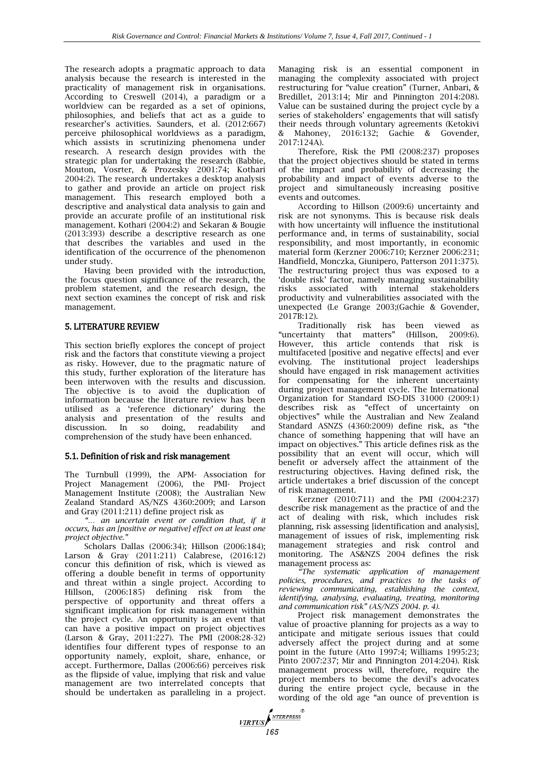The research adopts a pragmatic approach to data analysis because the research is interested in the practicality of management risk in organisations. According to Creswell (2014), a paradigm or a worldview can be regarded as a set of opinions, philosophies, and beliefs that act as a guide to researcher's activities. Saunders, et al. (2012:667) perceive philosophical worldviews as a paradigm, which assists in scrutinizing phenomena under research. A research design provides with the strategic plan for undertaking the research (Babbie, Mouton, Vosrter, & Prozesky 2001:74; Kothari 2004:2). The research undertakes a desktop analysis to gather and provide an article on project risk management. This research employed both a descriptive and analystical data analysis to gain and provide an accurate profile of an institutional risk management. Kothari (2004:2) and Sekaran & Bougie (2013:393) describe a descriptive research as one that describes the variables and used in the identification of the occurrence of the phenomenon under study.

Having been provided with the introduction, the focus question significance of the research, the problem statement, and the research design, the next section examines the concept of risk and risk management.

## 5. LITERATURE REVIEW

This section briefly explores the concept of project risk and the factors that constitute viewing a project as risky. However, due to the pragmatic nature of this study, further exploration of the literature has been interwoven with the results and discussion. The objective is to avoid the duplication of information because the literature review has been utilised as a 'reference dictionary' during the analysis and presentation of the results and discussion. In so doing, readability and comprehension of the study have been enhanced.

### 5.1. Definition of risk and risk management

The Turnbull (1999), the APM- Association for Project Management (2006), the PMI- Project Management Institute (2008); the Australian New Zealand Standard AS/NZS 4360:2009; and Larson and Gray (2011:211) define project risk as

*"… an uncertain event or condition that, if it occurs, has an [positive or negative] effect on at least one project objective."*

Scholars Dallas (2006:34); Hillson (2006:184); Larson & Gray (2011:211) Calabrese, (2016:12) concur this definition of risk, which is viewed as offering a double benefit in terms of opportunity and threat within a single project. According to Hillson, (2006:185) defining risk from the perspective of opportunity and threat offers a significant implication for risk management within the project cycle. An opportunity is an event that can have a positive impact on project objectives (Larson & Gray, 2011:227). The PMI (2008:28-32) identifies four different types of response to an opportunity namely, exploit, share, enhance, or accept. Furthermore, Dallas (2006:66) perceives risk as the flipside of value, implying that risk and value management are two interrelated concepts that should be undertaken as paralleling in a project. Managing risk is an essential component in managing the complexity associated with project restructuring for "value creation" (Turner, Anbari, & Bredillet, 2013:14; Mir and Pinnington 2014:208). Value can be sustained during the project cycle by a series of stakeholders' engagements that will satisfy their needs through voluntary agreements (Ketokivi & Mahoney, 2016:132; Gachie & Govender, 2017:124A).

Therefore, Risk the PMI (2008:237) proposes that the project objectives should be stated in terms of the impact and probability of decreasing the probability and impact of events adverse to the project and simultaneously increasing positive events and outcomes.

According to Hillson (2009:6) uncertainty and risk are not synonyms. This is because risk deals with how uncertainty will influence the institutional performance and, in terms of sustainability, social responsibility, and most importantly, in economic material form (Kerzner 2006:710; Kerzner 2006:231; Handfield, Monczka, Giunipero, Patterson 2011:375). The restructuring project thus was exposed to a 'double risk' factor, namely managing sustainability risks associated with internal stakeholders productivity and vulnerabilities associated with the unexpected (Le Grange 2003;(Gachie & Govender, 2017B:12).

Traditionally risk has been viewed as "uncertainty that matters" (Hillson, 2009:6). However, this article contends that risk is multifaceted [positive and negative effects] and ever evolving. The institutional project leaderships should have engaged in risk management activities for compensating for the inherent uncertainty during project management cycle. The International Organization for Standard ISO-DIS 31000 (2009:1) describes risk as "effect of uncertainty on objectives" while the Australian and New Zealand Standard ASNZS (4360:2009) define risk, as "the chance of something happening that will have an impact on objectives." This article defines risk as the possibility that an event will occur, which will benefit or adversely affect the attainment of the restructuring objectives. Having defined risk, the article undertakes a brief discussion of the concept of risk management.

Kerzner (2010:711) and the PMI (2004:237) describe risk management as the practice of and the act of dealing with risk, which includes risk planning, risk assessing [identification and analysis], management of issues of risk, implementing risk management strategies and risk control and monitoring. The AS&NZS 2004 defines the risk management process as:

*"The systematic application of management policies, procedures, and practices to the tasks of reviewing communicating, establishing the context, identifying, analysing, evaluating, treating, monitoring and communication risk" (AS/NZS 2004. p. 4).*

Project risk management demonstrates the value of proactive planning for projects as a way to anticipate and mitigate serious issues that could adversely affect the project during and at some point in the future (Atto 1997:4; Williams 1995:23; Pinto 2007:237; Mir and Pinnington 2014:204). Risk management process will, therefore, require the project members to become the devil's advocates during the entire project cycle, because in the wording of the old age "an ounce of prevention is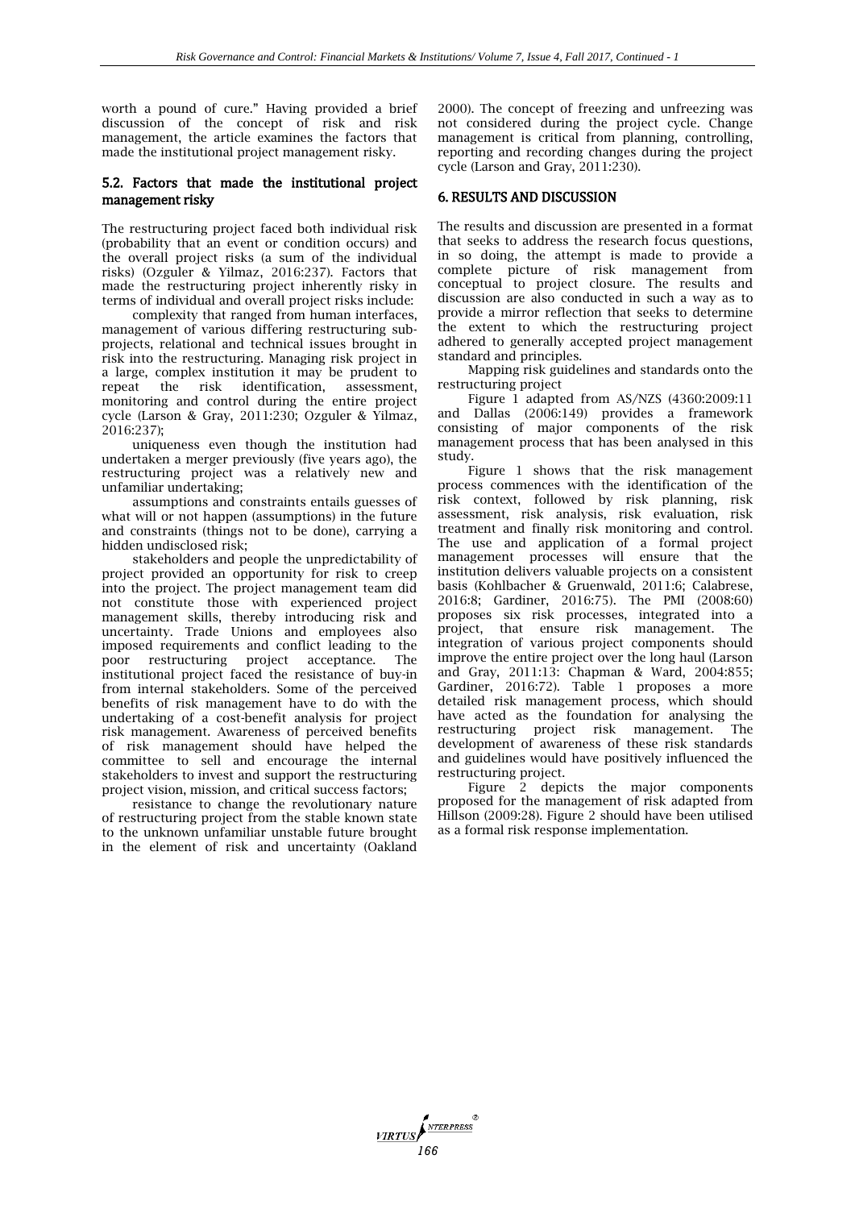worth a pound of cure." Having provided a brief discussion of the concept of risk and risk management, the article examines the factors that made the institutional project management risky.

### 5.2. Factors that made the institutional project management risky

The restructuring project faced both individual risk (probability that an event or condition occurs) and the overall project risks (a sum of the individual risks) (Ozguler & Yilmaz, 2016:237). Factors that made the restructuring project inherently risky in terms of individual and overall project risks include:

complexity that ranged from human interfaces, management of various differing restructuring sub-projects, relational and technical issues brought in risk into the restructuring. Managing risk project in a large, complex institution it may be prudent to repeat the risk identification, assessment, monitoring and control during the entire project cycle (Larson & Gray, 2011:230; Ozguler & Yilmaz, 2016:237);

uniqueness even though the institution had undertaken a merger previously (five years ago), the restructuring project was a relatively new and unfamiliar undertaking;

assumptions and constraints entails guesses of what will or not happen (assumptions) in the future and constraints (things not to be done), carrying a hidden undisclosed risk;

stakeholders and people the unpredictability of project provided an opportunity for risk to creep into the project. The project management team did not constitute those with experienced project management skills, thereby introducing risk and uncertainty. Trade Unions and employees also imposed requirements and conflict leading to the poor restructuring project acceptance. The institutional project faced the resistance of buy-in from internal stakeholders. Some of the perceived benefits of risk management have to do with the undertaking of a cost-benefit analysis for project risk management. Awareness of perceived benefits of risk management should have helped the committee to sell and encourage the internal stakeholders to invest and support the restructuring project vision, mission, and critical success factors;

resistance to change the revolutionary nature of restructuring project from the stable known state to the unknown unfamiliar unstable future brought in the element of risk and uncertainty (Oakland 2000). The concept of freezing and unfreezing was not considered during the project cycle. Change management is critical from planning, controlling, reporting and recording changes during the project cycle (Larson and Gray, 2011:230).

## 6. RESULTS AND DISCUSSION

The results and discussion are presented in a format that seeks to address the research focus questions, in so doing, the attempt is made to provide a complete picture of risk management from conceptual to project closure. The results and discussion are also conducted in such a way as to provide a mirror reflection that seeks to determine the extent to which the restructuring project adhered to generally accepted project management standard and principles.

Mapping risk guidelines and standards onto the restructuring project

Figure 1 adapted from AS/NZS (4360:2009:11 and Dallas (2006:149) provides a framework consisting of major components of the risk management process that has been analysed in this study.

Figure 1 shows that the risk management process commences with the identification of the risk context, followed by risk planning, risk assessment, risk analysis, risk evaluation, risk treatment and finally risk monitoring and control. The use and application of a formal project management processes will ensure that the institution delivers valuable projects on a consistent basis (Kohlbacher & Gruenwald, 2011:6; Calabrese, 2016:8; Gardiner, 2016:75). The PMI (2008:60) proposes six risk processes, integrated into a project, that ensure risk management. The integration of various project components should improve the entire project over the long haul (Larson and Gray, 2011:13: Chapman & Ward, 2004:855; Gardiner, 2016:72). Table 1 proposes a more detailed risk management process, which should have acted as the foundation for analysing the restructuring project risk management. The development of awareness of these risk standards and guidelines would have positively influenced the restructuring project.

Figure 2 depicts the major components proposed for the management of risk adapted from Hillson (2009:28). Figure 2 should have been utilised as a formal risk response implementation.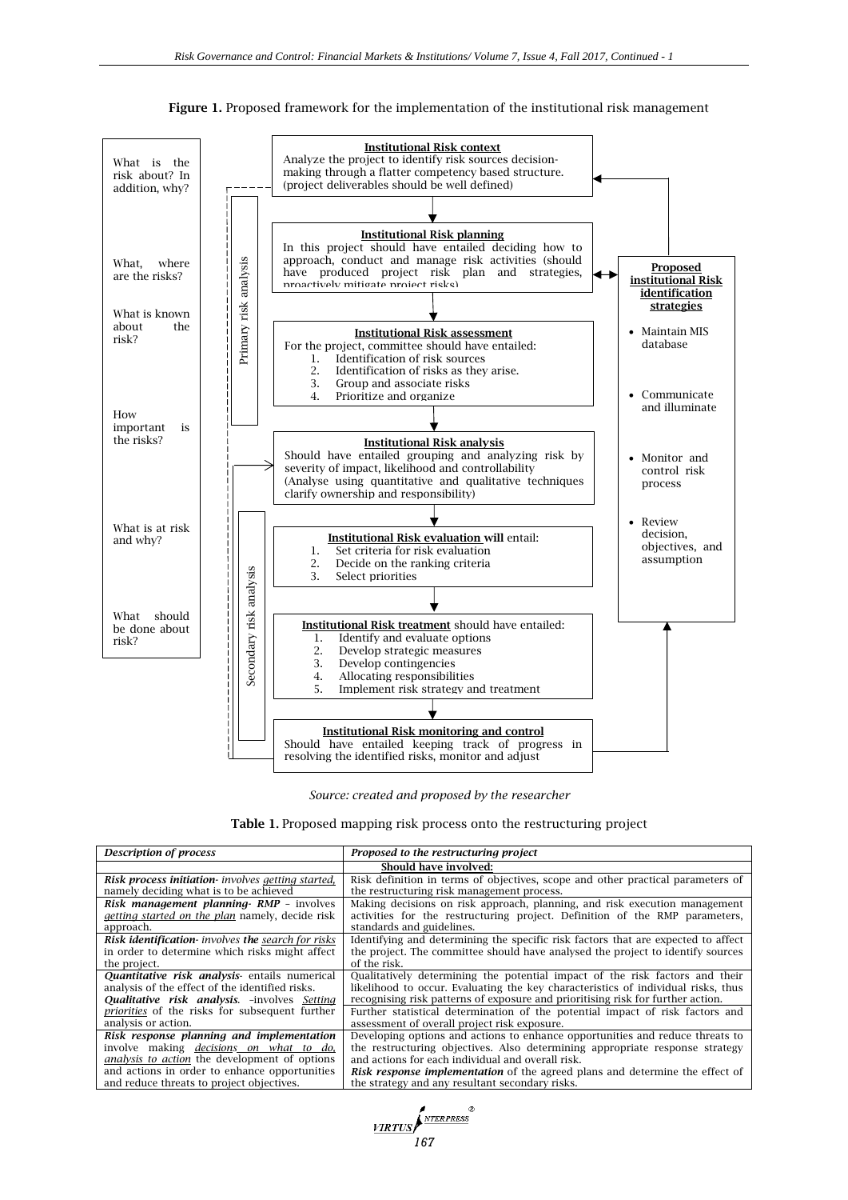**Figure 1.** Proposed framework for the implementation of the institutional risk management

What is the risk about? In addition, why?

What, where are the risks?

What is known about the risk?

How important is the risks?

What is at risk and why?

What should be done about risk?

Primary risk analysis

Secondary risk analysis

**Institutional Risk context**
Analyze the project to identify risk sources decision-making through a flatter competency based structure. (project deliverables should be well defined)

**Institutional Risk planning**
In this project should have entailed deciding how to approach, conduct and manage risk activities (should have produced project risk plan and strategies, proactively mitigate project risks)

**Institutional Risk assessment**
For the project, committee should have entailed:
1. Identification of risk sources
2. Identification of risks as they arise.
3. Group and associate risks
4. Prioritize and organize

**Institutional Risk analysis**
Should have entailed grouping and analyzing risk by severity of impact, likelihood and controllability (Analyse using quantitative and qualitative techniques clarify ownership and responsibility)

**Institutional Risk evaluation** will entail:
1. Set criteria for risk evaluation
2. Decide on the ranking criteria
3. Select priorities

**Institutional Risk treatment** should have entailed:
1. Identify and evaluate options
2. Develop strategic measures
3. Develop contingencies
4. Allocating responsibilities
5. Implement risk strategy and treatment

**Institutional Risk monitoring and control**
Should have entailed keeping track of progress in resolving the identified risks, monitor and adjust

**Proposed institutional Risk identification strategies**
- Maintain MIS database
- Communicate and illuminate
- Monitor and control risk process
- Review decision, objectives, and assumption

*Source: created and proposed by the researcher*

**Table 1.** Proposed mapping risk process onto the restructuring project

| *Description of process* | *Proposed to the restructuring project* |
|---|---|
| | **Should have involved:** |
| ***Risk process initiation****- involves getting started,* namely deciding what is to be achieved | Risk definition in terms of objectives, scope and other practical parameters of the restructuring risk management process. |
| ***Risk management planning- RMP*** *– involves getting started on the plan* namely, decide risk approach. | Making decisions on risk approach, planning, and risk execution management activities for the restructuring project. Definition of the RMP parameters, standards and guidelines. |
| ***Risk identification****- involves* ***the*** *search for risks* in order to determine which risks might affect the project. | Identifying and determining the specific risk factors that are expected to affect the project. The committee should have analysed the project to identify sources of the risk. |
| ***Quantitative risk analysis****-* entails numerical analysis of the effect of the identified risks. ***Qualitative risk analysis****. –involves Setting priorities* of the risks for subsequent further analysis or action. | Qualitatively determining the potential impact of the risk factors and their likelihood to occur. Evaluating the key characteristics of individual risks, thus recognising risk patterns of exposure and prioritising risk for further action. Further statistical determination of the potential impact of risk factors and assessment of overall project risk exposure. |
| ***Risk response planning and implementation*** involve making *decisions on what to do, analysis to action* the development of options and actions in order to enhance opportunities and reduce threats to project objectives. | Developing options and actions to enhance opportunities and reduce threats to the restructuring objectives. Also determining appropriate response strategy and actions for each individual and overall risk. ***Risk response implementation*** of the agreed plans and determine the effect of the strategy and any resultant secondary risks. |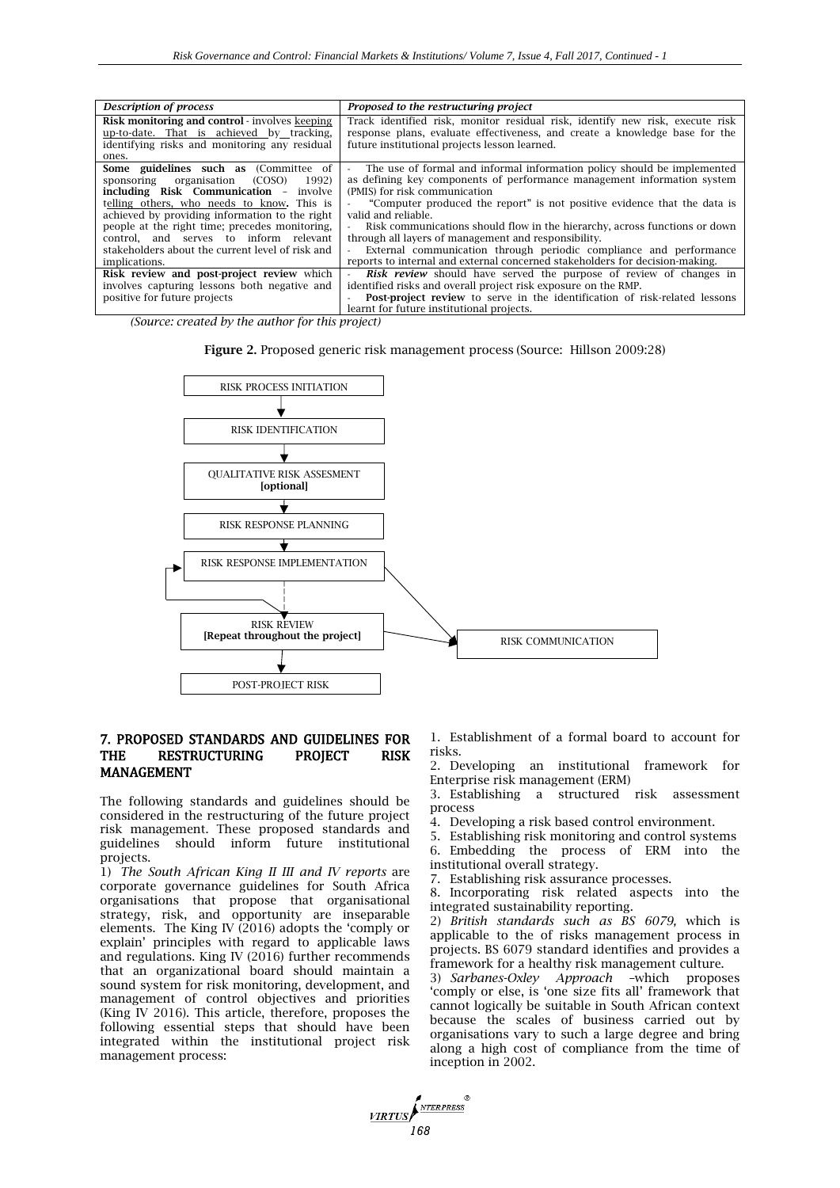| *Description of process* | *Proposed to the restructuring project* |
|---|---|
| **Risk monitoring and control** - involves keeping up-to-date. That is achieved by tracking, identifying risks and monitoring any residual ones. | Track identified risk, monitor residual risk, identify new risk, execute risk response plans, evaluate effectiveness, and create a knowledge base for the future institutional projects lesson learned. |
| **Some guidelines such as** (Committee of sponsoring organisation (COSO) 1992) **including Risk Communication** – involve telling others, who needs to know**.** This is achieved by providing information to the right people at the right time; precedes monitoring, control, and serves to inform relevant stakeholders about the current level of risk and implications. | - The use of formal and informal information policy should be implemented as defining key components of performance management information system (PMIS) for risk communication<br>- "Computer produced the report" is not positive evidence that the data is valid and reliable.<br>- Risk communications should flow in the hierarchy, across functions or down through all layers of management and responsibility.<br>- External communication through periodic compliance and performance reports to internal and external concerned stakeholders for decision-making. |
| **Risk review and post-project review** which involves capturing lessons both negative and positive for future projects | - ***Risk review*** should have served the purpose of review of changes in identified risks and overall project risk exposure on the RMP.<br>- **Post-project review** to serve in the identification of risk-related lessons learnt for future institutional projects. |

*(Source: created by the author for this project)*

**Figure 2.** Proposed generic risk management process (Source: Hillson 2009:28)

RISK PROCESS INITIATION → RISK IDENTIFICATION → QUALITATIVE RISK ASSESMENT **[optional]** → RISK RESPONSE PLANNING → RISK RESPONSE IMPLEMENTATION → RISK REVIEW **[Repeat throughout the project]** → POST-PROJECT RISK; RISK RESPONSE IMPLEMENTATION and RISK REVIEW → RISK COMMUNICATION

## 7. PROPOSED STANDARDS AND GUIDELINES FOR THE RESTRUCTURING PROJECT RISK MANAGEMENT

The following standards and guidelines should be considered in the restructuring of the future project risk management. These proposed standards and guidelines should inform future institutional projects.

1) *The South African King II III and IV reports* are corporate governance guidelines for South Africa organisations that propose that organisational strategy, risk, and opportunity are inseparable elements. The King IV (2016) adopts the 'comply or explain' principles with regard to applicable laws and regulations. King IV (2016) further recommends that an organizational board should maintain a sound system for risk monitoring, development, and management of control objectives and priorities (King IV 2016). This article, therefore, proposes the following essential steps that should have been integrated within the institutional project risk management process:

1. Establishment of a formal board to account for risks.
2. Developing an institutional framework for Enterprise risk management (ERM)
3. Establishing a structured risk assessment process
4. Developing a risk based control environment.
5. Establishing risk monitoring and control systems
6. Embedding the process of ERM into the institutional overall strategy.
7. Establishing risk assurance processes.
8. Incorporating risk related aspects into the integrated sustainability reporting.

2) *British standards such as BS 6079,* which is applicable to the of risks management process in projects. BS 6079 standard identifies and provides a framework for a healthy risk management culture.

3) *Sarbanes-Oxley Approach* –which proposes 'comply or else, is 'one size fits all' framework that cannot logically be suitable in South African context because the scales of business carried out by organisations vary to such a large degree and bring along a high cost of compliance from the time of inception in 2002.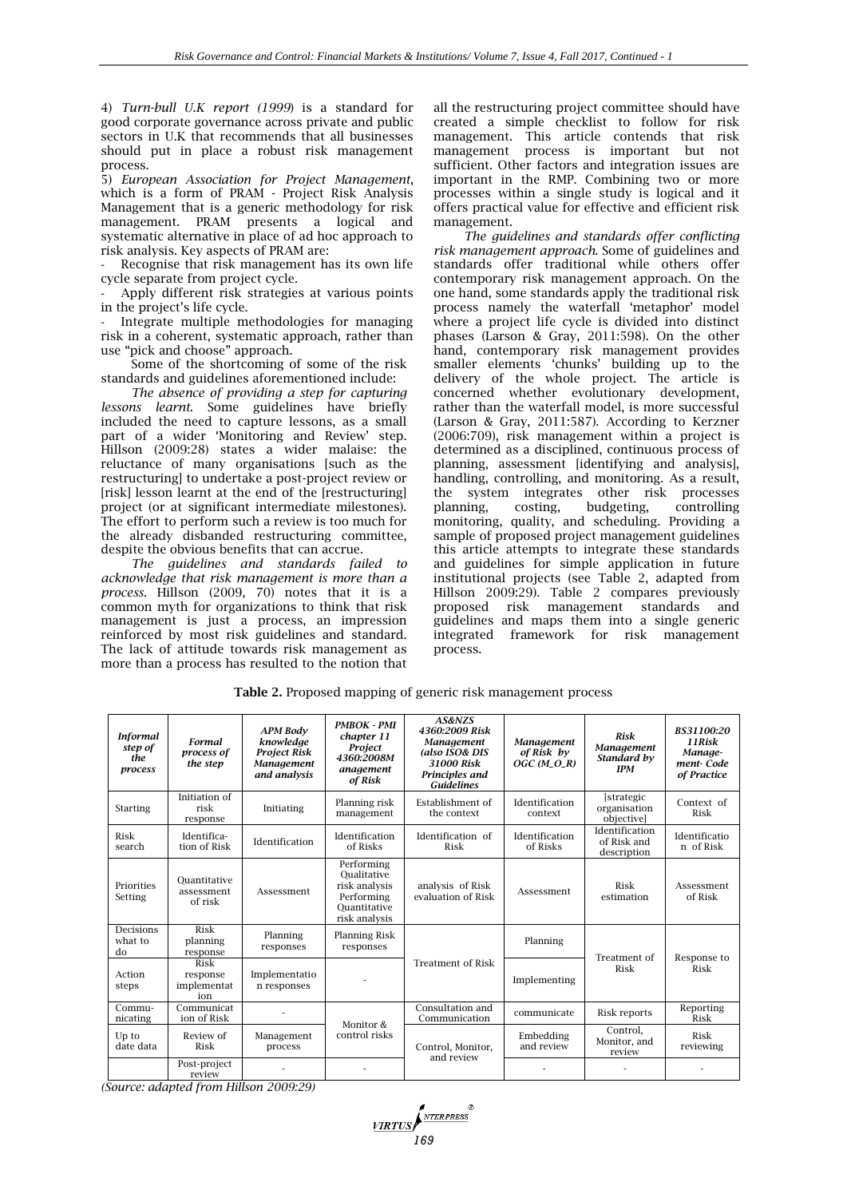4) *Turn-bull U.K report (1999*) is a standard for good corporate governance across private and public sectors in U.K that recommends that all businesses should put in place a robust risk management process.

5) *European Association for Project Management*, which is a form of PRAM - Project Risk Analysis Management that is a generic methodology for risk management. PRAM presents a logical and systematic alternative in place of ad hoc approach to risk analysis. Key aspects of PRAM are:

- Recognise that risk management has its own life cycle separate from project cycle.
- Apply different risk strategies at various points in the project's life cycle.
- Integrate multiple methodologies for managing risk in a coherent, systematic approach, rather than use "pick and choose" approach.

Some of the shortcoming of some of the risk standards and guidelines aforementioned include:

*The absence of providing a step for capturing lessons learnt.* Some guidelines have briefly included the need to capture lessons, as a small part of a wider 'Monitoring and Review' step. Hillson (2009:28) states a wider malaise: the reluctance of many organisations [such as the restructuring] to undertake a post-project review or [risk] lesson learnt at the end of the [restructuring] project (or at significant intermediate milestones). The effort to perform such a review is too much for the already disbanded restructuring committee, despite the obvious benefits that can accrue.

*The guidelines and standards failed to acknowledge that risk management is more than a process.* Hillson (2009, 70) notes that it is a common myth for organizations to think that risk management is just a process, an impression reinforced by most risk guidelines and standard. The lack of attitude towards risk management as more than a process has resulted to the notion that all the restructuring project committee should have created a simple checklist to follow for risk management. This article contends that risk management process is important but not sufficient. Other factors and integration issues are important in the RMP. Combining two or more processes within a single study is logical and it offers practical value for effective and efficient risk management.

*The guidelines and standards offer conflicting risk management approach.* Some of guidelines and standards offer traditional while others offer contemporary risk management approach. On the one hand, some standards apply the traditional risk process namely the waterfall 'metaphor' model where a project life cycle is divided into distinct phases (Larson & Gray, 2011:598). On the other hand, contemporary risk management provides smaller elements 'chunks' building up to the delivery of the whole project. The article is concerned whether evolutionary development, rather than the waterfall model, is more successful (Larson & Gray, 2011:587). According to Kerzner (2006:709), risk management within a project is determined as a disciplined, continuous process of planning, assessment [identifying and analysis], handling, controlling, and monitoring. As a result, the system integrates other risk processes planning, costing, budgeting, controlling monitoring, quality, and scheduling. Providing a sample of proposed project management guidelines this article attempts to integrate these standards and guidelines for simple application in future institutional projects (see Table 2, adapted from Hillson 2009:29). Table 2 compares previously proposed risk management standards and guidelines and maps them into a single generic integrated framework for risk management process.

**Table 2.** Proposed mapping of generic risk management process

| *Informal step of the process* | *Formal process of the step* | *APM Body knowledge Project Risk Management and analysis* | *PMBOK - PMI chapter 11 Project 4360:2008M anagement of Risk* | *AS&NZS 4360:2009 Risk Management (also ISO& DIS 31000 Risk Principles and Guidelines* | *Management of Risk by OGC (M_O_R)* | *Risk Management Standard by IPM* | *BS31100:20 11Risk Manage-ment- Code of Practice* |
|---|---|---|---|---|---|---|---|
| Starting | Initiation of risk response | Initiating | Planning risk management | Establishment of the context | Identification context | [strategic organisation objective] | Context of Risk |
| Risk search | Identifica-tion of Risk | Identification | Identification of Risks | Identification of Risk | Identification of Risks | Identification of Risk and description | Identificatio n of Risk |
| Priorities Setting | Quantitative assessment of risk | Assessment | Performing Qualitative risk analysis Performing Quantitative risk analysis | analysis of Risk evaluation of Risk | Assessment | Risk estimation | Assessment of Risk |
| Decisions what to do | Risk planning response | Planning responses | Planning Risk responses | Treatment of Risk | Planning | Treatment of Risk | Response to Risk |
| Action steps | Risk response implementat ion | Implementatio n responses | - | | Implementing | | |
| Commu-nicating | Communicat ion of Risk | - | Monitor & control risks | Consultation and Communication | communicate | Risk reports | Reporting Risk |
| Up to date data | Review of Risk | Management process | | Control, Monitor, and review | Embedding and review | Control, Monitor, and review | Risk reviewing |
| | Post-project review | - | - | | - | - | - |

*(Source: adapted from Hillson 2009:29)*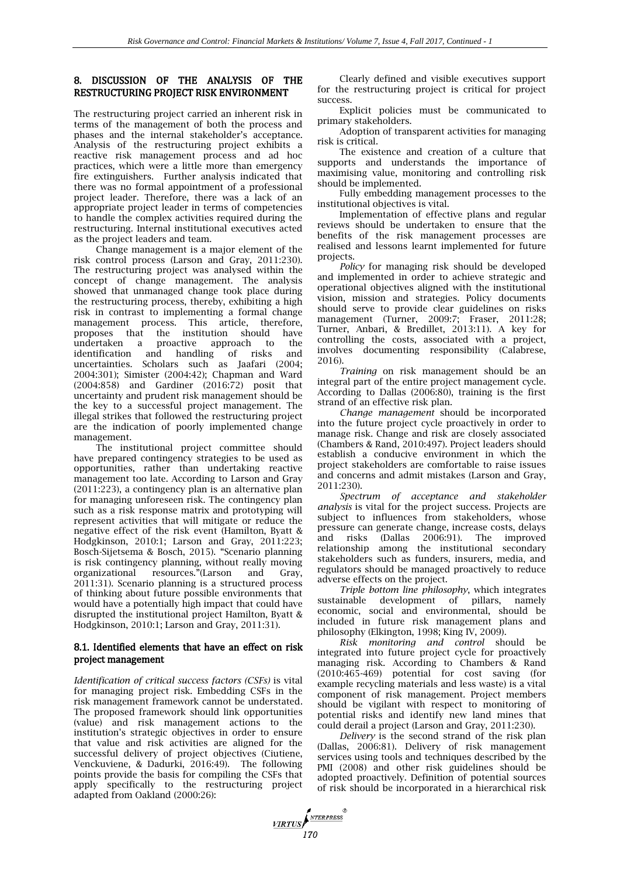## 8. DISCUSSION OF THE ANALYSIS OF THE RESTRUCTURING PROJECT RISK ENVIRONMENT

The restructuring project carried an inherent risk in terms of the management of both the process and phases and the internal stakeholder's acceptance. Analysis of the restructuring project exhibits a reactive risk management process and ad hoc practices, which were a little more than emergency fire extinguishers. Further analysis indicated that there was no formal appointment of a professional project leader. Therefore, there was a lack of an appropriate project leader in terms of competencies to handle the complex activities required during the restructuring. Internal institutional executives acted as the project leaders and team.

Change management is a major element of the risk control process (Larson and Gray, 2011:230). The restructuring project was analysed within the concept of change management. The analysis showed that unmanaged change took place during the restructuring process, thereby, exhibiting a high risk in contrast to implementing a formal change management process. This article, therefore, proposes that the institution should have undertaken a proactive approach to the identification and handling of risks and uncertainties. Scholars such as Jaafari (2004; 2004:301); Simister (2004:42); Chapman and Ward (2004:858) and Gardiner (2016:72) posit that uncertainty and prudent risk management should be the key to a successful project management. The illegal strikes that followed the restructuring project are the indication of poorly implemented change management.

The institutional project committee should have prepared contingency strategies to be used as opportunities, rather than undertaking reactive management too late. According to Larson and Gray (2011:223), a contingency plan is an alternative plan for managing unforeseen risk. The contingency plan such as a risk response matrix and prototyping will represent activities that will mitigate or reduce the negative effect of the risk event (Hamilton, Byatt & Hodgkinson, 2010:1; Larson and Gray, 2011:223; Bosch-Sijetsema & Bosch, 2015). "Scenario planning is risk contingency planning, without really moving organizational resources."(Larson and Gray, 2011:31). Scenario planning is a structured process of thinking about future possible environments that would have a potentially high impact that could have disrupted the institutional project Hamilton, Byatt & Hodgkinson, 2010:1; Larson and Gray, 2011:31).

### 8.1. Identified elements that have an effect on risk project management

*Identification of critical success factors (CSFs)* is vital for managing project risk. Embedding CSFs in the risk management framework cannot be understated. The proposed framework should link opportunities (value) and risk management actions to the institution's strategic objectives in order to ensure that value and risk activities are aligned for the successful delivery of project objectives (Ciutiene, Venckuviene, & Dadurki, 2016:49). The following points provide the basis for compiling the CSFs that apply specifically to the restructuring project adapted from Oakland (2000:26):

Clearly defined and visible executives support for the restructuring project is critical for project success.

Explicit policies must be communicated to primary stakeholders.

Adoption of transparent activities for managing risk is critical.

The existence and creation of a culture that supports and understands the importance of maximising value, monitoring and controlling risk should be implemented.

Fully embedding management processes to the institutional objectives is vital.

Implementation of effective plans and regular reviews should be undertaken to ensure that the benefits of the risk management processes are realised and lessons learnt implemented for future projects.

*Policy* for managing risk should be developed and implemented in order to achieve strategic and operational objectives aligned with the institutional vision, mission and strategies. Policy documents should serve to provide clear guidelines on risks management (Turner, 2009:7; Fraser, 2011:28; Turner, Anbari, & Bredillet, 2013:11). A key for controlling the costs, associated with a project, involves documenting responsibility (Calabrese, 2016).

*Training* on risk management should be an integral part of the entire project management cycle. According to Dallas (2006:80), training is the first strand of an effective risk plan.

*Change management* should be incorporated into the future project cycle proactively in order to manage risk. Change and risk are closely associated (Chambers & Rand, 2010:497). Project leaders should establish a conducive environment in which the project stakeholders are comfortable to raise issues and concerns and admit mistakes (Larson and Gray, 2011:230).

*Spectrum of acceptance and stakeholder analysis* is vital for the project success. Projects are subject to influences from stakeholders, whose pressure can generate change, increase costs, delays and risks (Dallas 2006:91). The improved relationship among the institutional secondary stakeholders such as funders, insurers, media, and regulators should be managed proactively to reduce adverse effects on the project.

*Triple bottom line philosophy*, which integrates sustainable development of pillars, namely economic, social and environmental, should be included in future risk management plans and philosophy (Elkington, 1998; King IV, 2009).

*Risk monitoring and control* should be integrated into future project cycle for proactively managing risk. According to Chambers & Rand (2010:465-469) potential for cost saving (for example recycling materials and less waste) is a vital component of risk management. Project members should be vigilant with respect to monitoring of potential risks and identify new land mines that could derail a project (Larson and Gray, 2011:230).

*Delivery* is the second strand of the risk plan (Dallas, 2006:81). Delivery of risk management services using tools and techniques described by the PMI (2008) and other risk guidelines should be adopted proactively. Definition of potential sources of risk should be incorporated in a hierarchical risk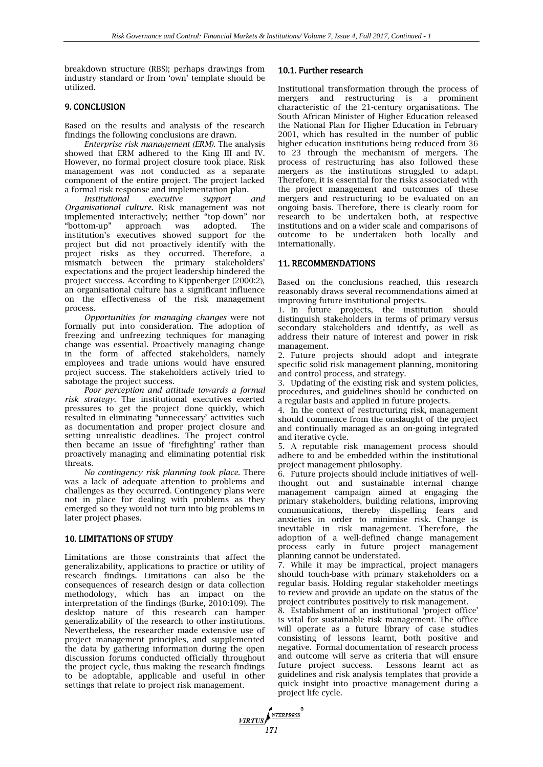breakdown structure (RBS); perhaps drawings from industry standard or from 'own' template should be utilized.

## 9. CONCLUSION

Based on the results and analysis of the research findings the following conclusions are drawn.

*Enterprise risk management (ERM).* The analysis showed that ERM adhered to the King III and IV. However, no formal project closure took place. Risk management was not conducted as a separate component of the entire project. The project lacked a formal risk response and implementation plan.

*Institutional executive support and Organisational culture.* Risk management was not implemented interactively; neither "top-down" nor "bottom-up" approach was adopted. The institution's executives showed support for the project but did not proactively identify with the project risks as they occurred. Therefore, a mismatch between the primary stakeholders' expectations and the project leadership hindered the project success. According to Kippenberger (2000:2), an organisational culture has a significant influence on the effectiveness of the risk management process.

*Opportunities for managing changes* were not formally put into consideration. The adoption of freezing and unfreezing techniques for managing change was essential. Proactively managing change in the form of affected stakeholders, namely employees and trade unions would have ensured project success. The stakeholders actively tried to sabotage the project success.

*Poor perception and attitude towards a formal risk strategy.* The institutional executives exerted pressures to get the project done quickly, which resulted in eliminating "unnecessary' activities such as documentation and proper project closure and setting unrealistic deadlines. The project control then became an issue of 'firefighting' rather than proactively managing and eliminating potential risk threats.

*No contingency risk planning took place.* There was a lack of adequate attention to problems and challenges as they occurred. Contingency plans were not in place for dealing with problems as they emerged so they would not turn into big problems in later project phases.

## 10. LIMITATIONS OF STUDY

Limitations are those constraints that affect the generalizability, applications to practice or utility of research findings. Limitations can also be the consequences of research design or data collection methodology, which has an impact on the interpretation of the findings (Burke, 2010:109). The desktop nature of this research can hamper generalizability of the research to other institutions. Nevertheless, the researcher made extensive use of project management principles, and supplemented the data by gathering information during the open discussion forums conducted officially throughout the project cycle, thus making the research findings to be adoptable, applicable and useful in other settings that relate to project risk management.

### 10.1. Further research

Institutional transformation through the process of mergers and restructuring is a prominent characteristic of the 21-century organisations. The South African Minister of Higher Education released the National Plan for Higher Education in February 2001, which has resulted in the number of public higher education institutions being reduced from 36 to 23 through the mechanism of mergers. The process of restructuring has also followed these mergers as the institutions struggled to adapt. Therefore, it is essential for the risks associated with the project management and outcomes of these mergers and restructuring to be evaluated on an ongoing basis. Therefore, there is clearly room for research to be undertaken both, at respective institutions and on a wider scale and comparisons of outcome to be undertaken both locally and internationally.

## 11. RECOMMENDATIONS

Based on the conclusions reached, this research reasonably draws several recommendations aimed at improving future institutional projects.

1. In future projects, the institution should distinguish stakeholders in terms of primary versus secondary stakeholders and identify, as well as address their nature of interest and power in risk management.
2. Future projects should adopt and integrate specific solid risk management planning, monitoring and control process, and strategy.
3. Updating of the existing risk and system policies, procedures, and guidelines should be conducted on a regular basis and applied in future projects.
4. In the context of restructuring risk, management should commence from the onslaught of the project and continually managed as an on-going integrated and iterative cycle.
5. A reputable risk management process should adhere to and be embedded within the institutional project management philosophy.
6. Future projects should include initiatives of well-thought out and sustainable internal change management campaign aimed at engaging the primary stakeholders, building relations, improving communications, thereby dispelling fears and anxieties in order to minimise risk. Change is inevitable in risk management. Therefore, the adoption of a well-defined change management process early in future project management planning cannot be understated.
7. While it may be impractical, project managers should touch-base with primary stakeholders on a regular basis. Holding regular stakeholder meetings to review and provide an update on the status of the project contributes positively to risk management.
8. Establishment of an institutional 'project office' is vital for sustainable risk management. The office will operate as a future library of case studies consisting of lessons learnt, both positive and negative. Formal documentation of research process and outcome will serve as criteria that will ensure future project success. Lessons learnt act as guidelines and risk analysis templates that provide a quick insight into proactive management during a project life cycle.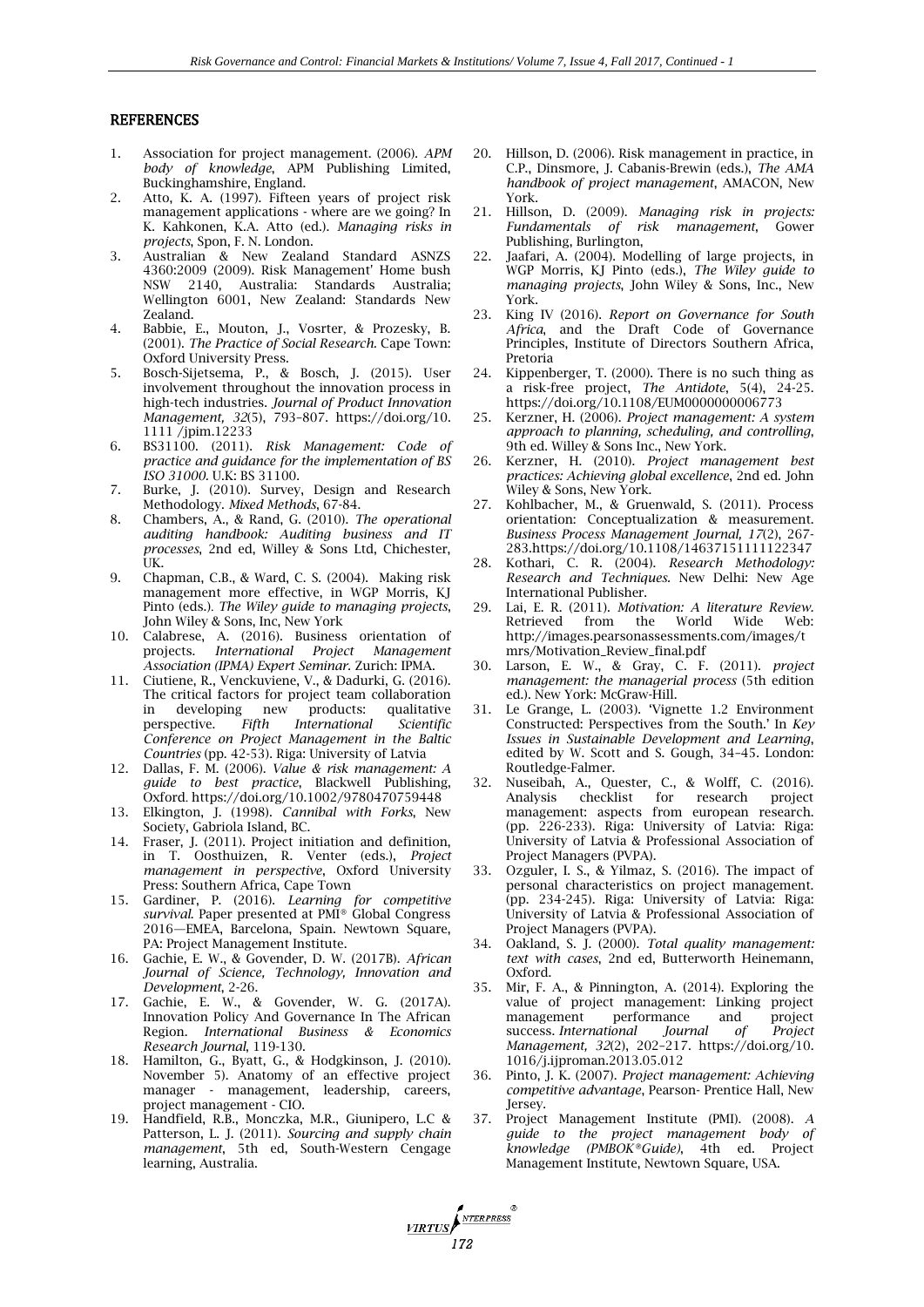## REFERENCES

1. Association for project management. (2006). *APM body of knowledge*, APM Publishing Limited, Buckinghamshire, England.
2. Atto, K. A. (1997). Fifteen years of project risk management applications - where are we going? In K. Kahkonen, K.A. Atto (ed.). *Managing risks in projects*, Spon, F. N. London.
3. Australian & New Zealand Standard ASNZS 4360:2009 (2009). Risk Management' Home bush NSW 2140, Australia: Standards Australia; Wellington 6001, New Zealand: Standards New Zealand.
4. Babbie, E., Mouton, J., Vosrter, & Prozesky, B. (2001). *The Practice of Social Research*. Cape Town: Oxford University Press.
5. Bosch-Sijetsema, P., & Bosch, J. (2015). User involvement throughout the innovation process in high-tech industries. *Journal of Product Innovation Management, 32*(5), 793–807. https://doi.org/10.1111 /jpim.12233
6. BS31100. (2011). *Risk Management: Code of practice and guidance for the implementation of BS ISO 31000*. U.K: BS 31100.
7. Burke, J. (2010). Survey, Design and Research Methodology. *Mixed Methods*, 67-84.
8. Chambers, A., & Rand, G. (2010). *The operational auditing handbook: Auditing business and IT processes*, 2nd ed, Willey & Sons Ltd, Chichester, UK.
9. Chapman, C.B., & Ward, C. S. (2004). Making risk management more effective, in WGP Morris, KJ Pinto (eds.). *The Wiley guide to managing projects*, John Wiley & Sons, Inc, New York
10. Calabrese, A. (2016). Business orientation of projects. *International Project Management Association (IPMA) Expert Seminar*. Zurich: IPMA.
11. Ciutiene, R., Venckuviene, V., & Dadurki, G. (2016). The critical factors for project team collaboration in developing new products: qualitative perspective. *Fifth International Scientific Conference on Project Management in the Baltic Countries* (pp. 42-53). Riga: University of Latvia
12. Dallas, F. M. (2006). *Value & risk management: A guide to best practice*, Blackwell Publishing, Oxford. https://doi.org/10.1002/9780470759448
13. Elkington, J. (1998). *Cannibal with Forks*, New Society, Gabriola Island, BC.
14. Fraser, J. (2011). Project initiation and definition, in T. Oosthuizen, R. Venter (eds.), *Project management in perspective*, Oxford University Press: Southern Africa, Cape Town
15. Gardiner, P. (2016). *Learning for competitive survival*. Paper presented at PMI® Global Congress 2016—EMEA, Barcelona, Spain. Newtown Square, PA: Project Management Institute.
16. Gachie, E. W., & Govender, D. W. (2017B). *African Journal of Science, Technology, Innovation and Development*, 2-26.
17. Gachie, E. W., & Govender, W. G. (2017A). Innovation Policy And Governance In The African Region. *International Business & Economics Research Journal*, 119-130.
18. Hamilton, G., Byatt, G., & Hodgkinson, J. (2010). November 5). Anatomy of an effective project manager - management, leadership, careers, project management - CIO.
19. Handfield, R.B., Monczka, M.R., Giunipero, L.C & Patterson, L. J. (2011). *Sourcing and supply chain management*, 5th ed, South-Western Cengage learning, Australia.
20. Hillson, D. (2006). Risk management in practice, in C.P., Dinsmore, J. Cabanis-Brewin (eds.), *The AMA handbook of project management*, AMACON, New York.
21. Hillson, D. (2009). *Managing risk in projects: Fundamentals of risk management*, Gower Publishing, Burlington,
22. Jaafari, A. (2004). Modelling of large projects, in WGP Morris, KJ Pinto (eds.), *The Wiley guide to managing projects*, John Wiley & Sons, Inc., New York.
23. King IV (2016). *Report on Governance for South Africa*, and the Draft Code of Governance Principles, Institute of Directors Southern Africa, Pretoria
24. Kippenberger, T. (2000). There is no such thing as a risk-free project, *The Antidote*, 5(4), 24-25. https://doi.org/10.1108/EUM0000000006773
25. Kerzner, H. (2006). *Project management: A system approach to planning, scheduling, and controlling*, 9th ed. Willey & Sons Inc., New York.
26. Kerzner, H. (2010). *Project management best practices: Achieving global excellence*, 2nd ed. John Wiley & Sons, New York.
27. Kohlbacher, M., & Gruenwald, S. (2011). Process orientation: Conceptualization & measurement. *Business Process Management Journal, 17*(2), 267-283.https://doi.org/10.1108/14637151111122347
28. Kothari, C. R. (2004). *Research Methodology: Research and Techniques*. New Delhi: New Age International Publisher.
29. Lai, E. R. (2011). *Motivation: A literature Review*. Retrieved from the World Wide Web: http://images.pearsonassessments.com/images/tmrs/Motivation_Review_final.pdf
30. Larson, E. W., & Gray, C. F. (2011). *project management: the managerial process* (5th edition ed.). New York: McGraw-Hill.
31. Le Grange, L. (2003). 'Vignette 1.2 Environment Constructed: Perspectives from the South.' In *Key Issues in Sustainable Development and Learning*, edited by W. Scott and S. Gough, 34–45. London: Routledge-Falmer.
32. Nuseibah, A., Quester, C., & Wolff, C. (2016). Analysis checklist for research project management: aspects from european research. (pp. 226-233). Riga: University of Latvia: Riga: University of Latvia & Professional Association of Project Managers (PVPA).
33. Ozguler, I. S., & Yilmaz, S. (2016). The impact of personal characteristics on project management. (pp. 234-245). Riga: University of Latvia: Riga: University of Latvia & Professional Association of Project Managers (PVPA).
34. Oakland, S. J. (2000). *Total quality management: text with cases*, 2nd ed, Butterworth Heinemann, Oxford.
35. Mir, F. A., & Pinnington, A. (2014). Exploring the value of project management: Linking project management performance and project success. *International Journal of Project Management, 32*(2), 202–217. https://doi.org/10.1016/j.ijproman.2013.05.012
36. Pinto, J. K. (2007). *Project management: Achieving competitive advantage*, Pearson- Prentice Hall, New Jersey.
37. Project Management Institute (PMI). (2008). *A guide to the project management body of knowledge (PMBOK®Guide)*, 4th ed. Project Management Institute, Newtown Square, USA.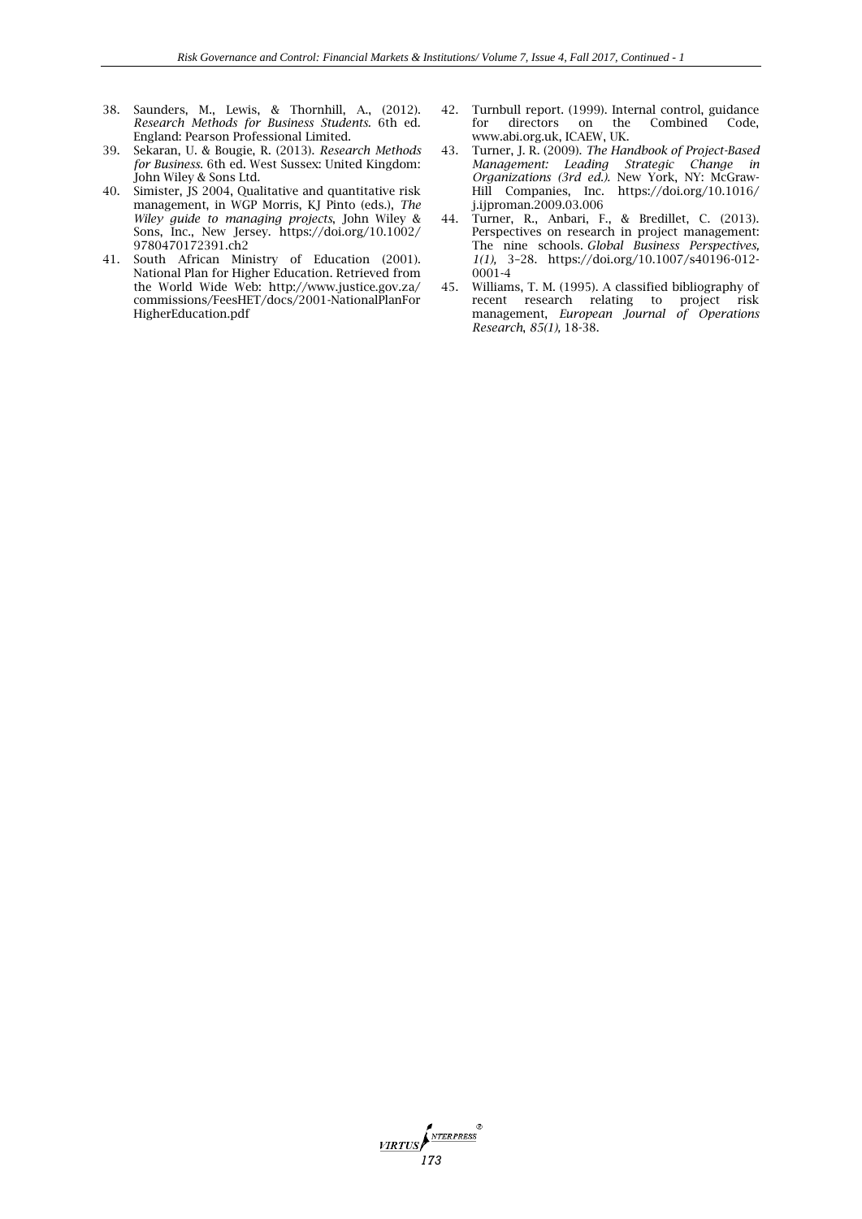38. Saunders, M., Lewis, & Thornhill, A., (2012). *Research Methods for Business Students*. 6th ed. England: Pearson Professional Limited.
39. Sekaran, U. & Bougie, R. (2013). *Research Methods for Business*. 6th ed. West Sussex: United Kingdom: John Wiley & Sons Ltd.
40. Simister, JS 2004, Qualitative and quantitative risk management, in WGP Morris, KJ Pinto (eds.), *The Wiley guide to managing projects*, John Wiley & Sons, Inc., New Jersey. https://doi.org/10.1002/9780470172391.ch2
41. South African Ministry of Education (2001). National Plan for Higher Education. Retrieved from the World Wide Web: http://www.justice.gov.za/commissions/FeesHET/docs/2001-NationalPlanForHigherEducation.pdf
42. Turnbull report. (1999). Internal control, guidance for directors on the Combined Code, www.abi.org.uk, ICAEW, UK.
43. Turner, J. R. (2009). *The Handbook of Project-Based Management: Leading Strategic Change in Organizations (3rd ed.)*. New York, NY: McGraw-Hill Companies, Inc. https://doi.org/10.1016/j.ijproman.2009.03.006
44. Turner, R., Anbari, F., & Bredillet, C. (2013). Perspectives on research in project management: The nine schools. *Global Business Perspectives, 1(1),* 3–28. https://doi.org/10.1007/s40196-012-0001-4
45. Williams, T. M. (1995). A classified bibliography of recent research relating to project risk management, *European Journal of Operations Research*, *85(1),* 18-38.